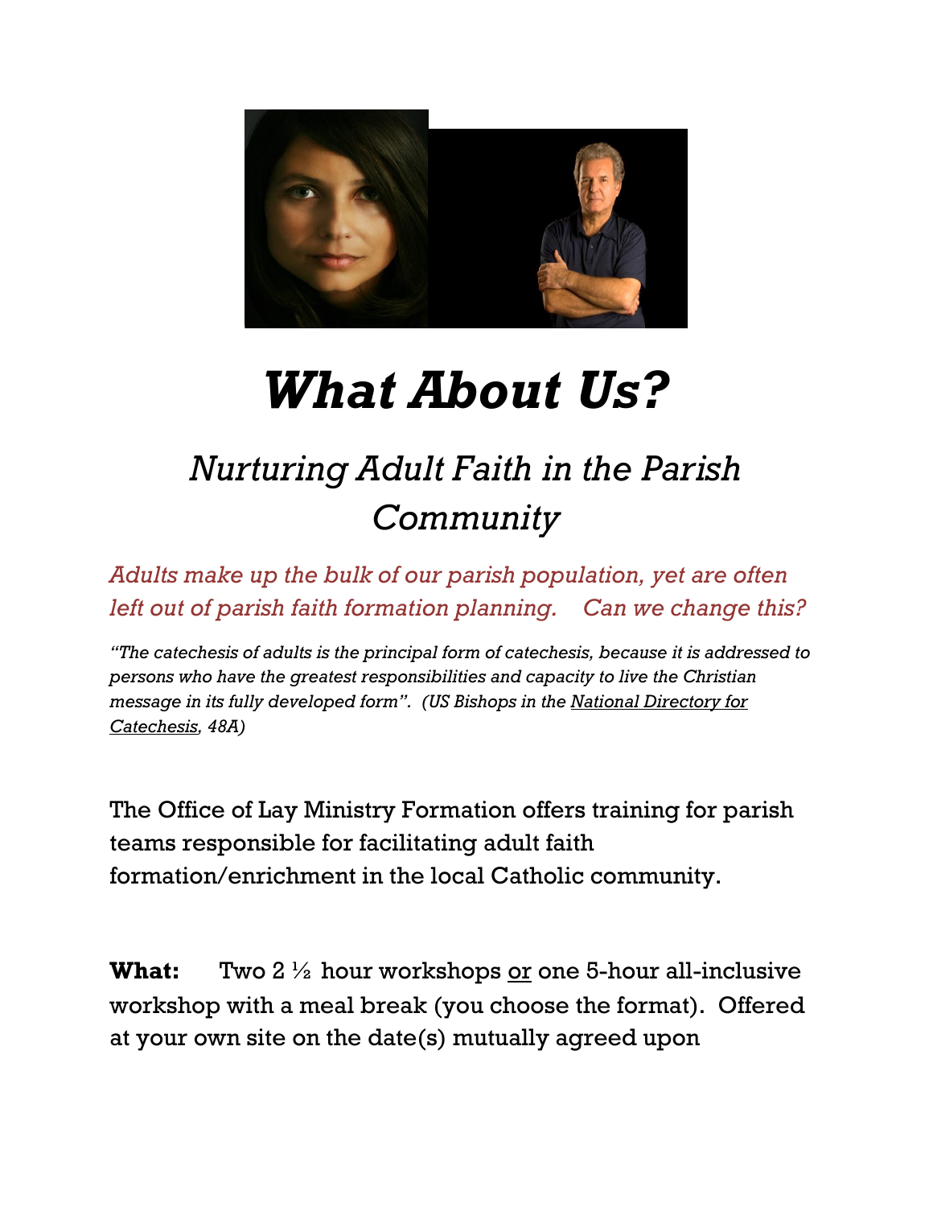# *What About Us?*

## *Nurturing Adult Faith in the Parish Community*

*Adults make up the bulk of our parish population, yet are often left out of parish faith formation planning. Can we change this?*

*"The catechesis of adults is the principal form of catechesis, because it is addressed to persons who have the greatest responsibilities and capacity to live the Christian message in its fully developed form". (US Bishops in the National Directory for Catechesis, 48A)*

The Office of Lay Ministry Formation offers training for parish teams responsible for facilitating adult faith formation/enrichment in the local Catholic community.

**What:** Two 2 ½ hour workshops or one 5-hour all-inclusive workshop with a meal break (you choose the format). Offered at your own site on the date(s) mutually agreed upon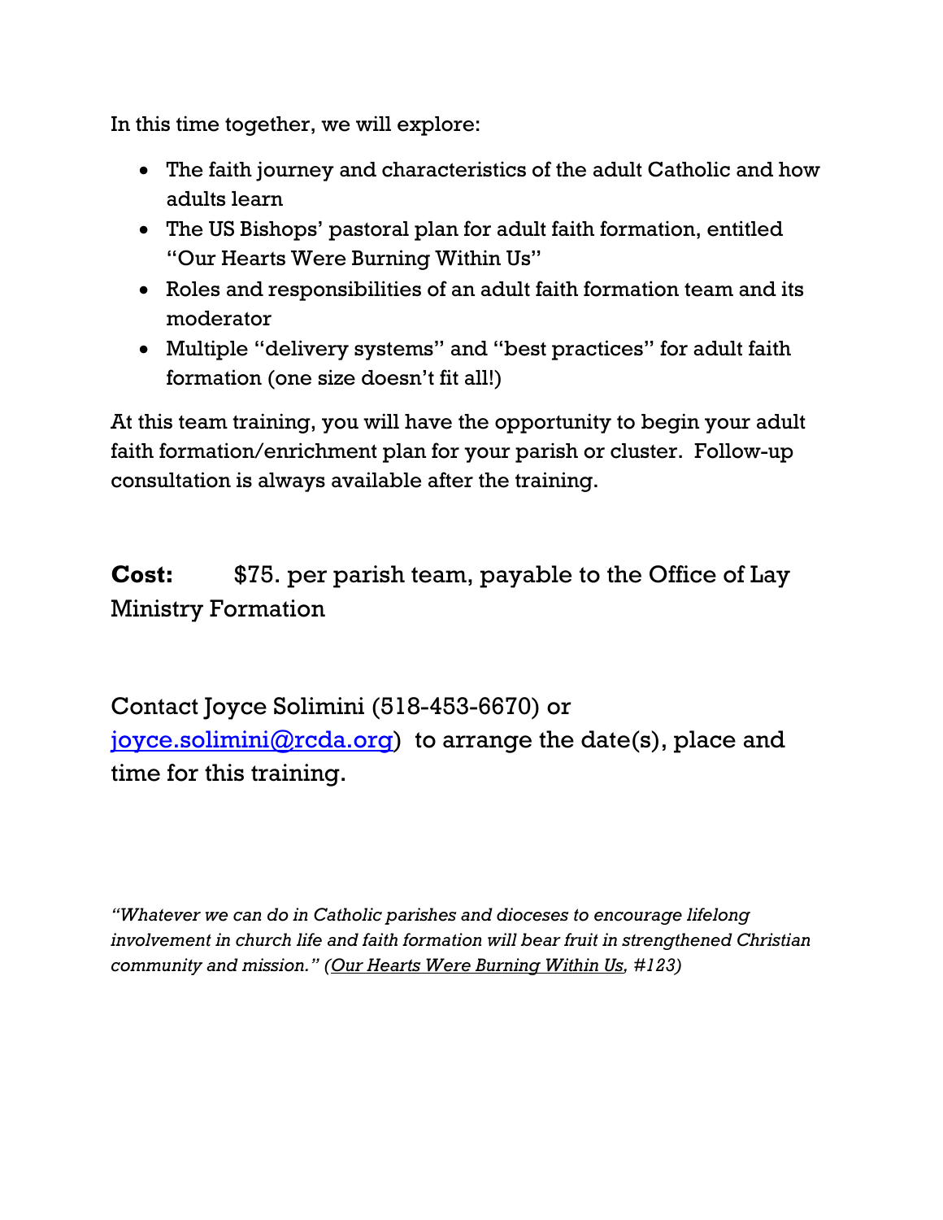In this time together, we will explore:

- The faith journey and characteristics of the adult Catholic and how adults learn
- The US Bishops' pastoral plan for adult faith formation, entitled "Our Hearts Were Burning Within Us"
- Roles and responsibilities of an adult faith formation team and its moderator
- Multiple "delivery systems" and "best practices" for adult faith formation (one size doesn't fit all!)

At this team training, you will have the opportunity to begin your adult faith formation/enrichment plan for your parish or cluster. Follow-up consultation is always available after the training.

**Cost:** $75. per parish team, payable to the Office of Lay Ministry Formation

Contact Joyce Solimini (518-453-6670) or joyce.solimini@rcda.org) to arrange the date(s), place and time for this training.

*"Whatever we can do in Catholic parishes and dioceses to encourage lifelong involvement in church life and faith formation will bear fruit in strengthened Christian community and mission." (Our Hearts Were Burning Within Us, #123)*